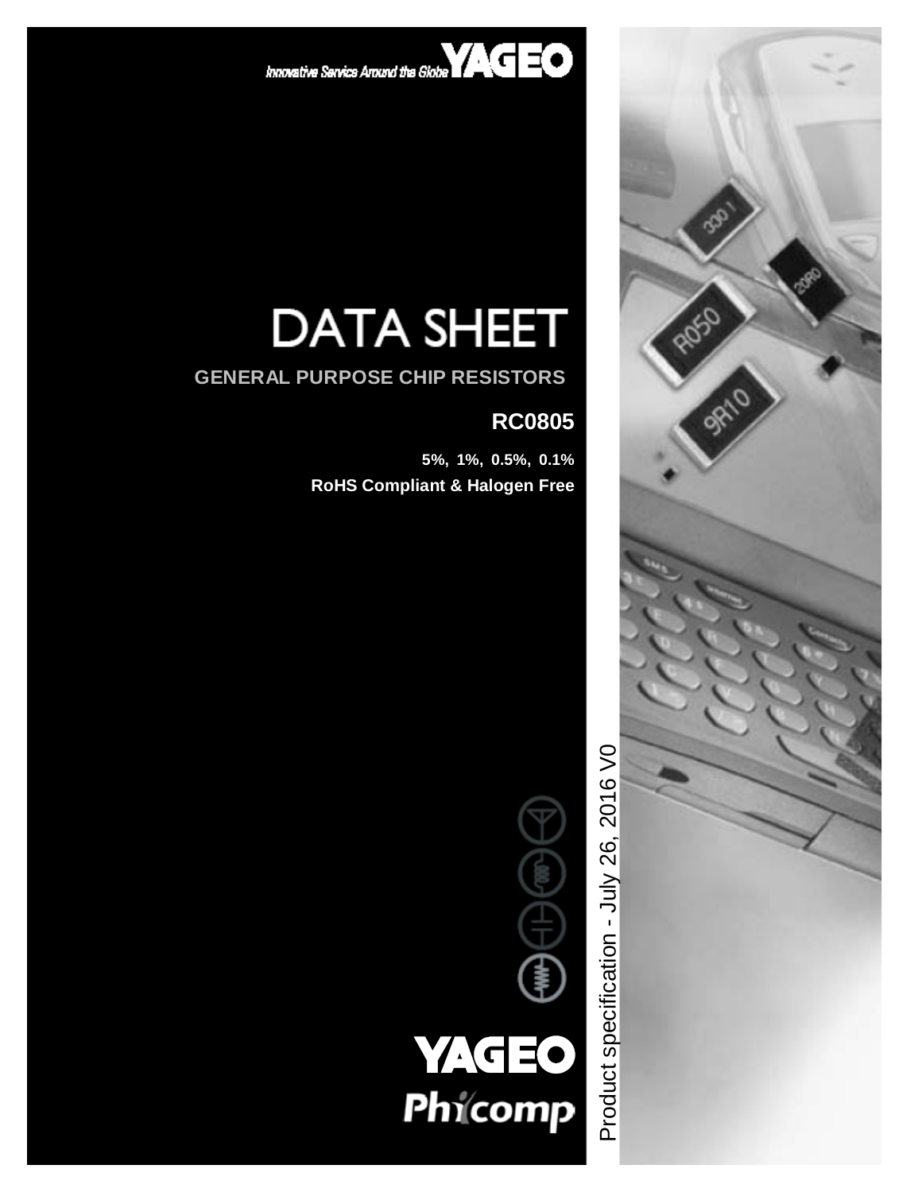Innovative Service Around the Globe YAGEO

# DATA SHEET

## GENERAL PURPOSE CHIP RESISTORS

### RC0805

**5%, 1%, 0.5%, 0.1%**

**RoHS Compliant & Halogen Free**

Product specification - July 26, 2016 V0

YAGEO Phycomp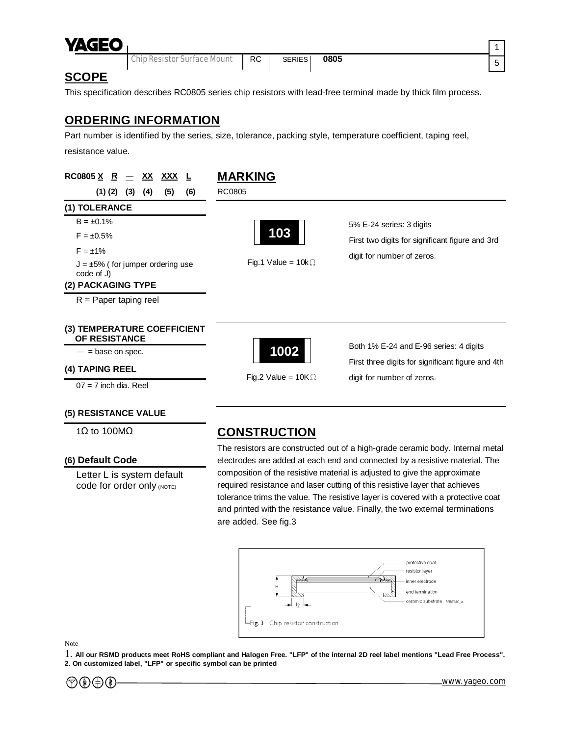## SCOPE

This specification describes RC0805 series chip resistors with lead-free terminal made by thick film process.

## ORDERING INFORMATION

Part number is identified by the series, size, tolerance, packing style, temperature coefficient, taping reel, resistance value.

**RC0805 X R — XX XXX L**

**(1) (2) (3) (4) (5) (6)**

### (1) TOLERANCE

B = ±0.1%

F = ±0.5%

F = ±1%

J = ±5% ( for jumper ordering use code of J)

### (2) PACKAGING TYPE

R = Paper taping reel

### (3) TEMPERATURE COEFFICIENT OF RESISTANCE

— = base on spec.

### (4) TAPING REEL

07 = 7 inch dia. Reel

### (5) RESISTANCE VALUE

1Ω to 100MΩ

### (6) Default Code

Letter L is system default code for order only (NOTE)

## MARKING

RC0805

**103**

Fig.1 Value = 10kΩ

5% E-24 series: 3 digits

First two digits for significant figure and 3rd digit for number of zeros.

**1002**

Fig.2 Value = 10KΩ

Both 1% E-24 and E-96 series: 4 digits

First three digits for significant figure and 4th digit for number of zeros.

## CONSTRUCTION

The resistors are constructed out of a high-grade ceramic body. Internal metal electrodes are added at each end and connected by a resistive material. The composition of the resistive material is adjusted to give the approximate required resistance and laser cutting of this resistive layer that achieves tolerance trims the value. The resistive layer is covered with a protective coat and printed with the resistance value. Finally, the two external terminations are added. See fig.3

protective coat
resistor layer
inner electrode
end termination
ceramic substrate MBE940_a

H

$l_2$

Fig. 3 Chip resistor construction

Note

1. **All our RSMD products meet RoHS compliant and Halogen Free. "LFP" of the internal 2D reel label mentions "Lead Free Process".**
2. **On customized label, "LFP" or specific symbol can be printed**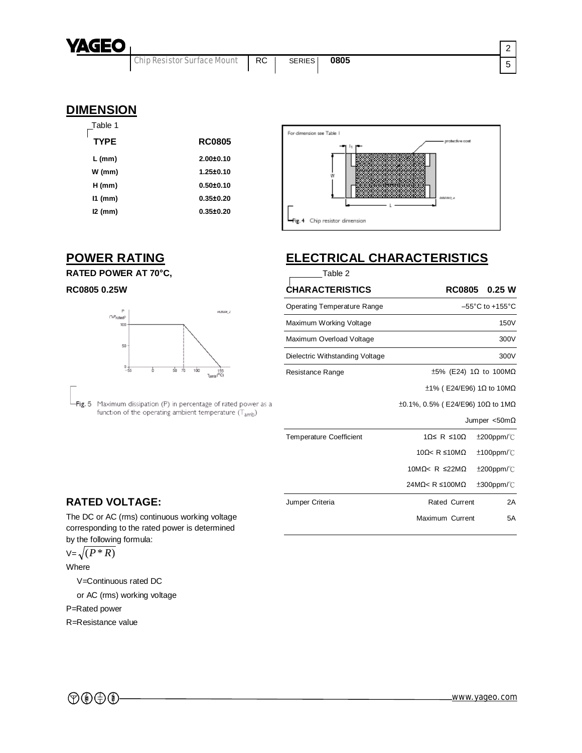## DIMENSION

Table 1

| TYPE | RC0805 |
|---|---|
| L (mm) | 2.00±0.10 |
| W (mm) | 1.25±0.10 |
| H (mm) | 0.50±0.10 |
| l1 (mm) | 0.35±0.20 |
| l2 (mm) | 0.35±0.20 |

Fig. 4 Chip resistor dimension

## POWER RATING

**RATED POWER AT 70°C,**

**RC0805 0.25W**

Fig. 5 Maximum dissipation (P) in percentage of rated power as a function of the operating ambient temperature ($T_{amb}$)

## ELECTRICAL CHARACTERISTICS

Table 2

| CHARACTERISTICS | RC0805 0.25 W | |
|---|---|---|
| Operating Temperature Range | | –55°C to +155°C |
| Maximum Working Voltage | | 150V |
| Maximum Overload Voltage | | 300V |
| Dielectric Withstanding Voltage | | 300V |
| Resistance Range | | ±5% (E24) 1Ω to 100MΩ |
| | | ±1% ( E24/E96) 1Ω to 10MΩ |
| | | ±0.1%, 0.5% ( E24/E96) 10Ω to 1MΩ |
| | | Jumper <50mΩ |
| Temperature Coefficient | 1Ω≤ R ≤10Ω | ±200ppm/℃ |
| | 10Ω< R ≤10MΩ | ±100ppm/℃ |
| | 10MΩ< R ≤22MΩ | ±200ppm/℃ |
| | 24MΩ< R ≤100MΩ | ±300ppm/℃ |
| Jumper Criteria | Rated Current | 2A |
| | Maximum Current | 5A |

## RATED VOLTAGE:

The DC or AC (rms) continuous working voltage corresponding to the rated power is determined by the following formula:

$V=\sqrt{(P*R)}$

Where

V=Continuous rated DC

or AC (rms) working voltage

P=Rated power

R=Resistance value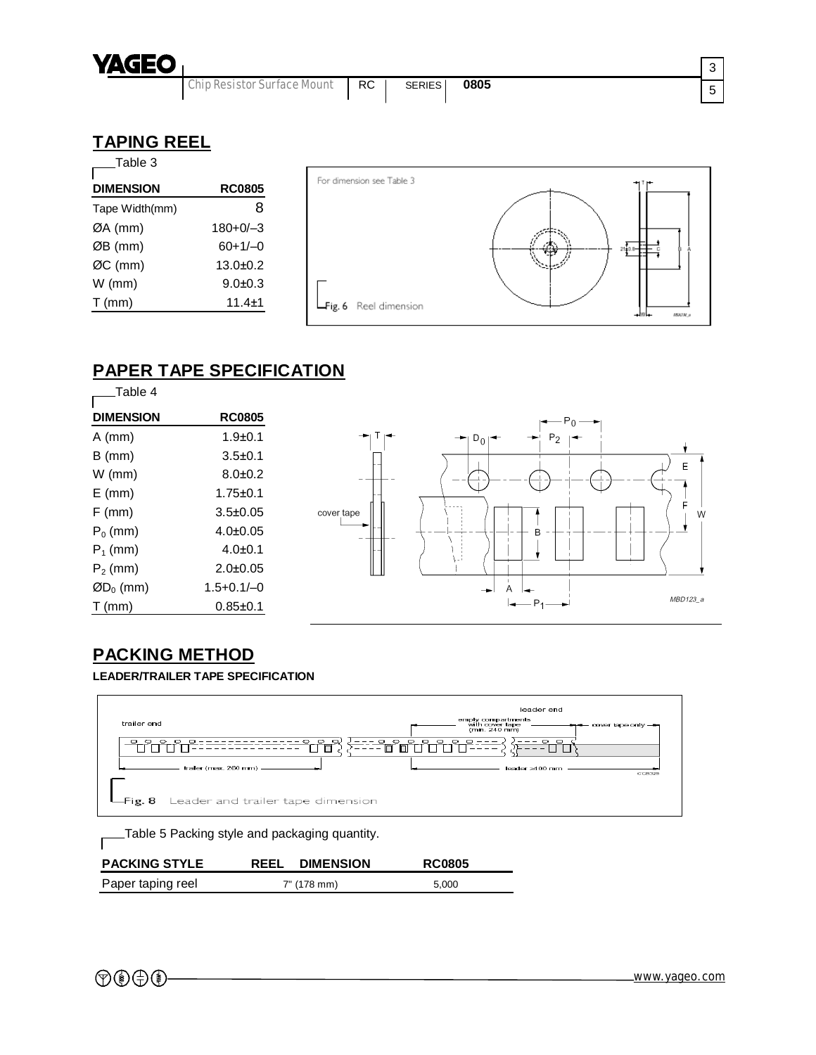## TAPING REEL

Table 3

| DIMENSION | RC0805 |
|---|---|
| Tape Width(mm) | 8 |
| ØA (mm) | 180+0/–3 |
| ØB (mm) | 60+1/–0 |
| ØC (mm) | 13.0±0.2 |
| W (mm) | 9.0±0.3 |
| T (mm) | 11.4±1 |

For dimension see Table 3

Fig. 6 Reel dimension

## PAPER TAPE SPECIFICATION

Table 4

| DIMENSION | RC0805 |
|---|---|
| A (mm) | 1.9±0.1 |
| B (mm) | 3.5±0.1 |
| W (mm) | 8.0±0.2 |
| E (mm) | 1.75±0.1 |
| F (mm) | 3.5±0.05 |
| $P_0$ (mm) | 4.0±0.05 |
| $P_1$ (mm) | 4.0±0.1 |
| $P_2$ (mm) | 2.0±0.05 |
| Ø$D_0$ (mm) | 1.5+0.1/–0 |
| T (mm) | 0.85±0.1 |

## PACKING METHOD

**LEADER/TRAILER TAPE SPECIFICATION**

Fig. 8 Leader and trailer tape dimension

Table 5 Packing style and packaging quantity.

| PACKING STYLE | REEL DIMENSION | RC0805 |
|---|---|---|
| Paper taping reel | 7" (178 mm) | 5,000 |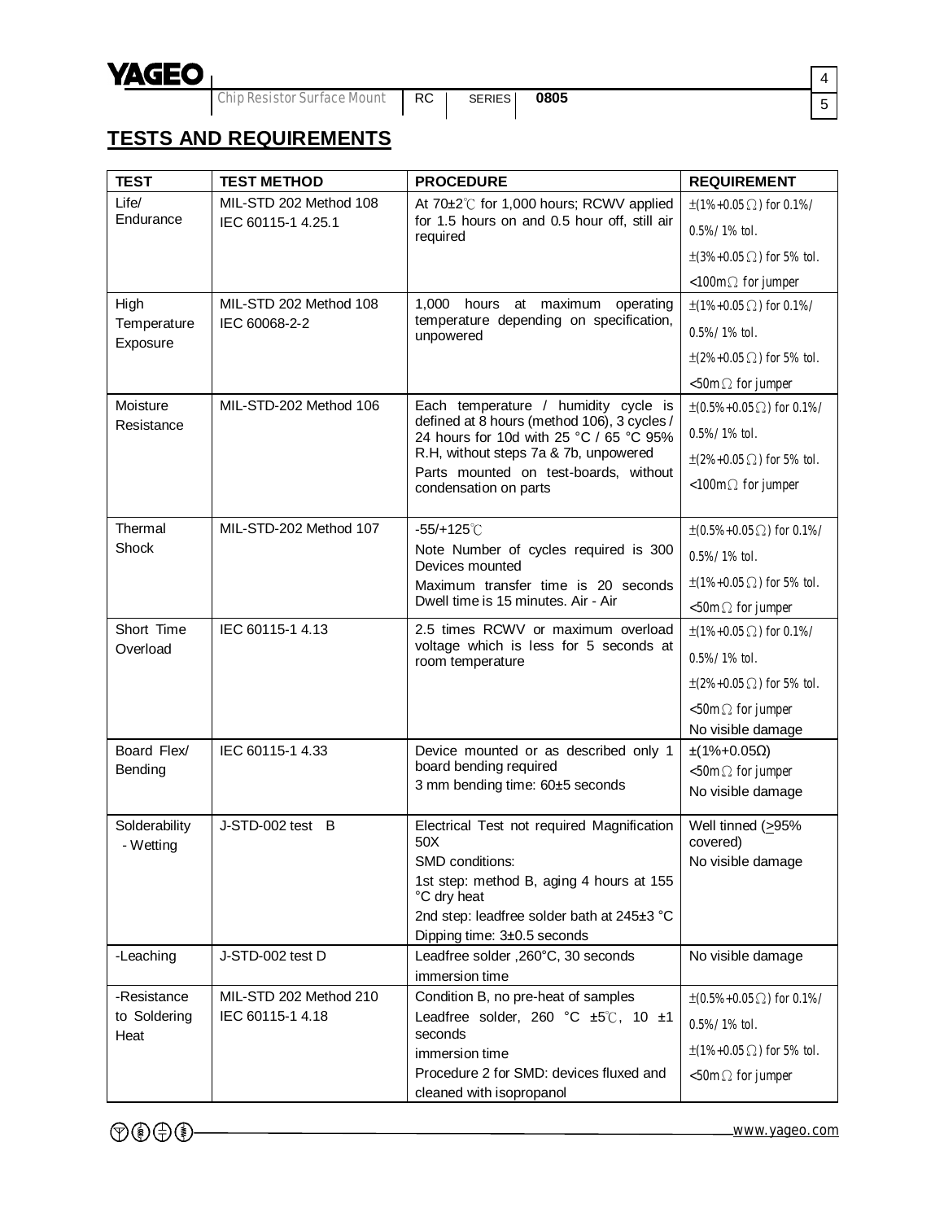## TESTS AND REQUIREMENTS

| TEST | TEST METHOD | PROCEDURE | REQUIREMENT |
|---|---|---|---|
| Life/ Endurance | MIL-STD 202 Method 108<br>IEC 60115-1 4.25.1 | At 70±2℃ for 1,000 hours; RCWV applied for 1.5 hours on and 0.5 hour off, still air required | ±(1%+0.05Ω) for 0.1%/ 0.5%/ 1% tol.<br>±(3%+0.05Ω) for 5% tol.<br><100mΩ for jumper |
| High Temperature Exposure | MIL-STD 202 Method 108<br>IEC 60068-2-2 | 1,000 hours at maximum operating temperature depending on specification, unpowered | ±(1%+0.05Ω) for 0.1%/ 0.5%/ 1% tol.<br>±(2%+0.05Ω) for 5% tol.<br><50mΩ for jumper |
| Moisture Resistance | MIL-STD-202 Method 106 | Each temperature / humidity cycle is defined at 8 hours (method 106), 3 cycles / 24 hours for 10d with 25 °C / 65 °C 95% R.H, without steps 7a & 7b, unpowered<br>Parts mounted on test-boards, without condensation on parts | ±(0.5%+0.05Ω) for 0.1%/ 0.5%/ 1% tol.<br>±(2%+0.05Ω) for 5% tol.<br><100mΩ for jumper |
| Thermal Shock | MIL-STD-202 Method 107 | -55/+125℃<br>Note Number of cycles required is 300 Devices mounted<br>Maximum transfer time is 20 seconds Dwell time is 15 minutes. Air - Air | ±(0.5%+0.05Ω) for 0.1%/ 0.5%/ 1% tol.<br>±(1%+0.05Ω) for 5% tol.<br><50mΩ for jumper |
| Short Time Overload | IEC 60115-1 4.13 | 2.5 times RCWV or maximum overload voltage which is less for 5 seconds at room temperature | ±(1%+0.05Ω) for 0.1%/ 0.5%/ 1% tol.<br>±(2%+0.05Ω) for 5% tol.<br><50mΩ for jumper<br>No visible damage |
| Board Flex/ Bending | IEC 60115-1 4.33 | Device mounted or as described only 1 board bending required<br>3 mm bending time: 60±5 seconds | ±(1%+0.05Ω)<br><50mΩ for jumper<br>No visible damage |
| Solderability<br>- Wetting | J-STD-002 test B | Electrical Test not required Magnification 50X<br>SMD conditions:<br>1st step: method B, aging 4 hours at 155 °C dry heat<br>2nd step: leadfree solder bath at 245±3 °C<br>Dipping time: 3±0.5 seconds | Well tinned (≥95% covered)<br>No visible damage |
| -Leaching | J-STD-002 test D | Leadfree solder ,260°C, 30 seconds immersion time | No visible damage |
| -Resistance to Soldering Heat | MIL-STD 202 Method 210<br>IEC 60115-1 4.18 | Condition B, no pre-heat of samples<br>Leadfree solder, 260 °C ±5℃, 10 ±1 seconds<br>immersion time<br>Procedure 2 for SMD: devices fluxed and cleaned with isopropanol | ±(0.5%+0.05Ω) for 0.1%/ 0.5%/ 1% tol.<br>±(1%+0.05Ω) for 5% tol.<br><50mΩ for jumper |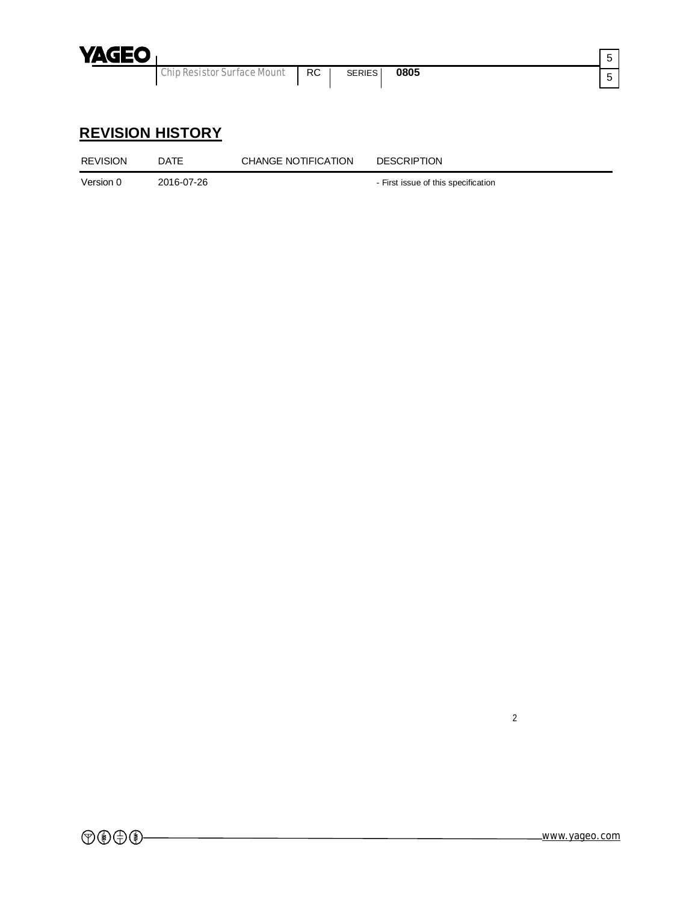## REVISION HISTORY

| REVISION | DATE | CHANGE NOTIFICATION | DESCRIPTION |
|---|---|---|---|
| Version 0 | 2016-07-26 | | - First issue of this specification |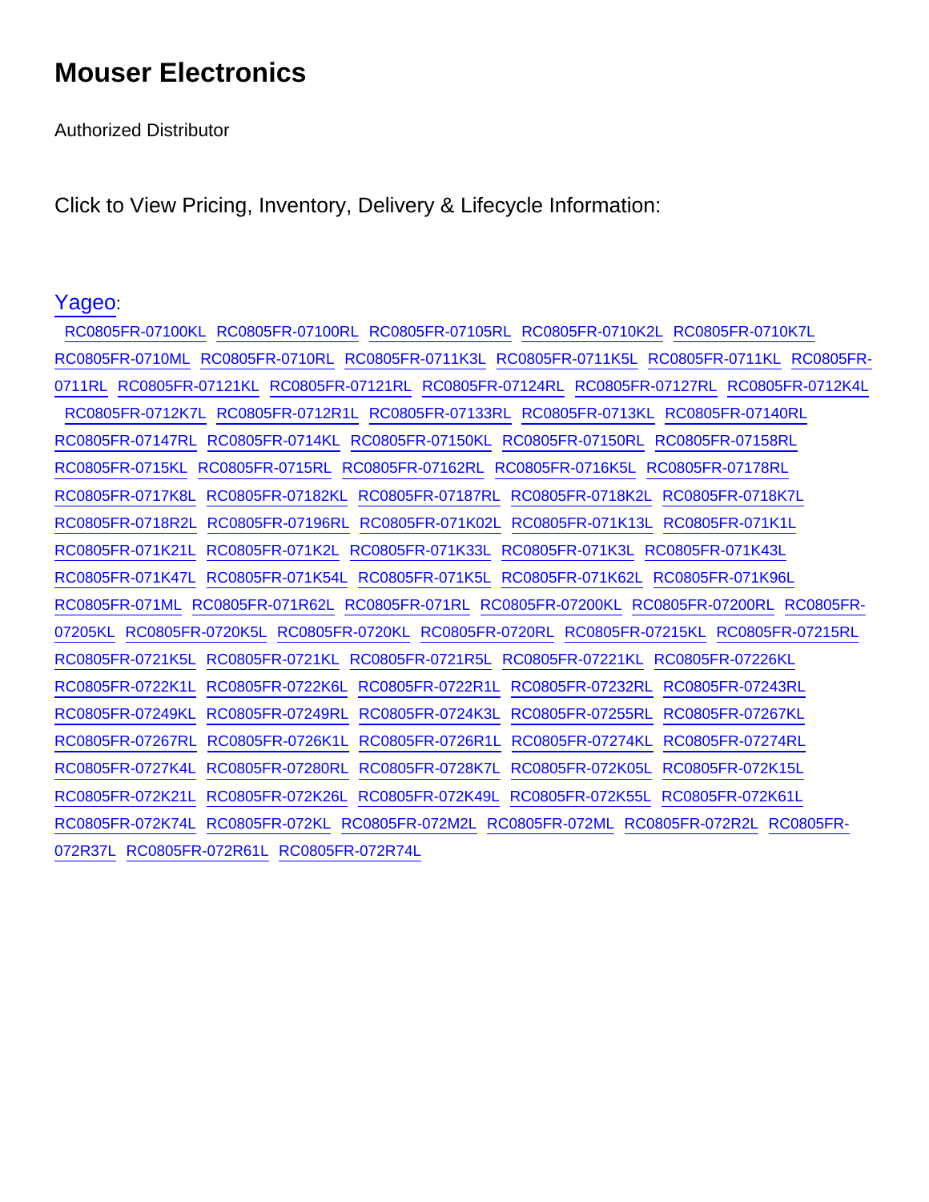# Mouser Electronics

Authorized Distributor

Click to View Pricing, Inventory, Delivery & Lifecycle Information:

Yageo:

RC0805FR-07100KL RC0805FR-07100RL RC0805FR-07105RL RC0805FR-0710K2L RC0805FR-0710K7L RC0805FR-0710ML RC0805FR-0710RL RC0805FR-0711K3L RC0805FR-0711K5L RC0805FR-0711KL RC0805FR-0711RL RC0805FR-07121KL RC0805FR-07121RL RC0805FR-07124RL RC0805FR-07127RL RC0805FR-0712K4L RC0805FR-0712K7L RC0805FR-0712R1L RC0805FR-07133RL RC0805FR-0713KL RC0805FR-07140RL RC0805FR-07147RL RC0805FR-0714KL RC0805FR-07150KL RC0805FR-07150RL RC0805FR-07158RL RC0805FR-0715KL RC0805FR-0715RL RC0805FR-07162RL RC0805FR-0716K5L RC0805FR-07178RL RC0805FR-0717K8L RC0805FR-07182KL RC0805FR-07187RL RC0805FR-0718K2L RC0805FR-0718K7L RC0805FR-0718R2L RC0805FR-07196RL RC0805FR-071K02L RC0805FR-071K13L RC0805FR-071K1L RC0805FR-071K21L RC0805FR-071K2L RC0805FR-071K33L RC0805FR-071K3L RC0805FR-071K43L RC0805FR-071K47L RC0805FR-071K54L RC0805FR-071K5L RC0805FR-071K62L RC0805FR-071K96L RC0805FR-071ML RC0805FR-071R62L RC0805FR-071RL RC0805FR-07200KL RC0805FR-07200RL RC0805FR-07205KL RC0805FR-0720K5L RC0805FR-0720KL RC0805FR-0720RL RC0805FR-07215KL RC0805FR-07215RL RC0805FR-0721K5L RC0805FR-0721KL RC0805FR-0721R5L RC0805FR-07221KL RC0805FR-07226KL RC0805FR-0722K1L RC0805FR-0722K6L RC0805FR-0722R1L RC0805FR-07232RL RC0805FR-07243RL RC0805FR-07249KL RC0805FR-07249RL RC0805FR-0724K3L RC0805FR-07255RL RC0805FR-07267KL RC0805FR-07267RL RC0805FR-0726K1L RC0805FR-0726R1L RC0805FR-07274KL RC0805FR-07274RL RC0805FR-0727K4L RC0805FR-07280RL RC0805FR-0728K7L RC0805FR-072K05L RC0805FR-072K15L RC0805FR-072K21L RC0805FR-072K26L RC0805FR-072K49L RC0805FR-072K55L RC0805FR-072K61L RC0805FR-072K74L RC0805FR-072KL RC0805FR-072M2L RC0805FR-072ML RC0805FR-072R2L RC0805FR-072R37L RC0805FR-072R61L RC0805FR-072R74L